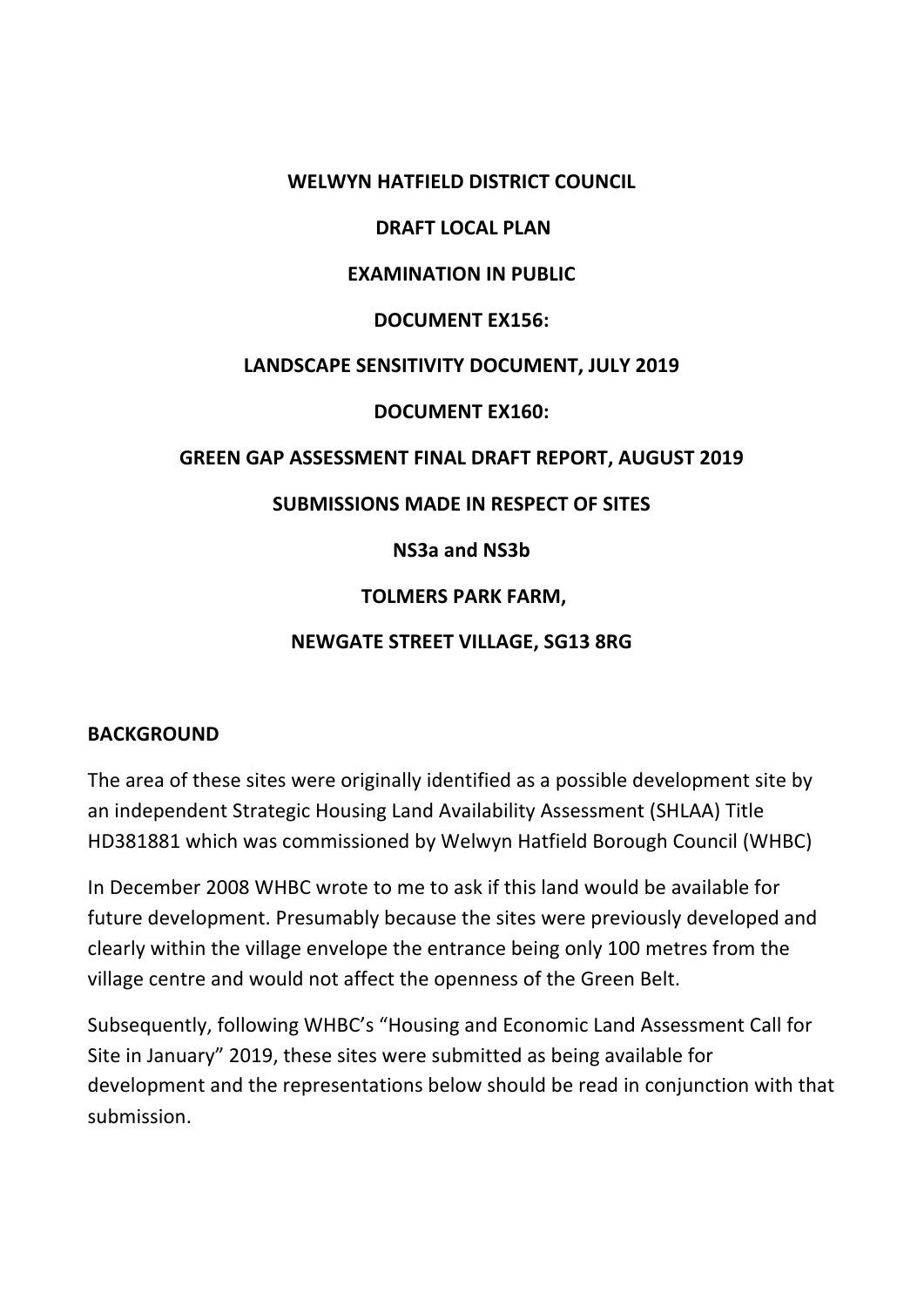**WELWYN HATFIELD DISTRICT COUNCIL**

**DRAFT LOCAL PLAN**

**EXAMINATION IN PUBLIC**

**DOCUMENT EX156:**

**LANDSCAPE SENSITIVITY DOCUMENT, JULY 2019**

**DOCUMENT EX160:**

**GREEN GAP ASSESSMENT FINAL DRAFT REPORT, AUGUST 2019**

**SUBMISSIONS MADE IN RESPECT OF SITES**

**NS3a and NS3b**

**TOLMERS PARK FARM,**

**NEWGATE STREET VILLAGE, SG13 8RG**

## BACKGROUND

The area of these sites were originally identified as a possible development site by an independent Strategic Housing Land Availability Assessment (SHLAA) Title HD381881 which was commissioned by Welwyn Hatfield Borough Council (WHBC)

In December 2008 WHBC wrote to me to ask if this land would be available for future development. Presumably because the sites were previously developed and clearly within the village envelope the entrance being only 100 metres from the village centre and would not affect the openness of the Green Belt.

Subsequently, following WHBC's "Housing and Economic Land Assessment Call for Site in January" 2019, these sites were submitted as being available for development and the representations below should be read in conjunction with that submission.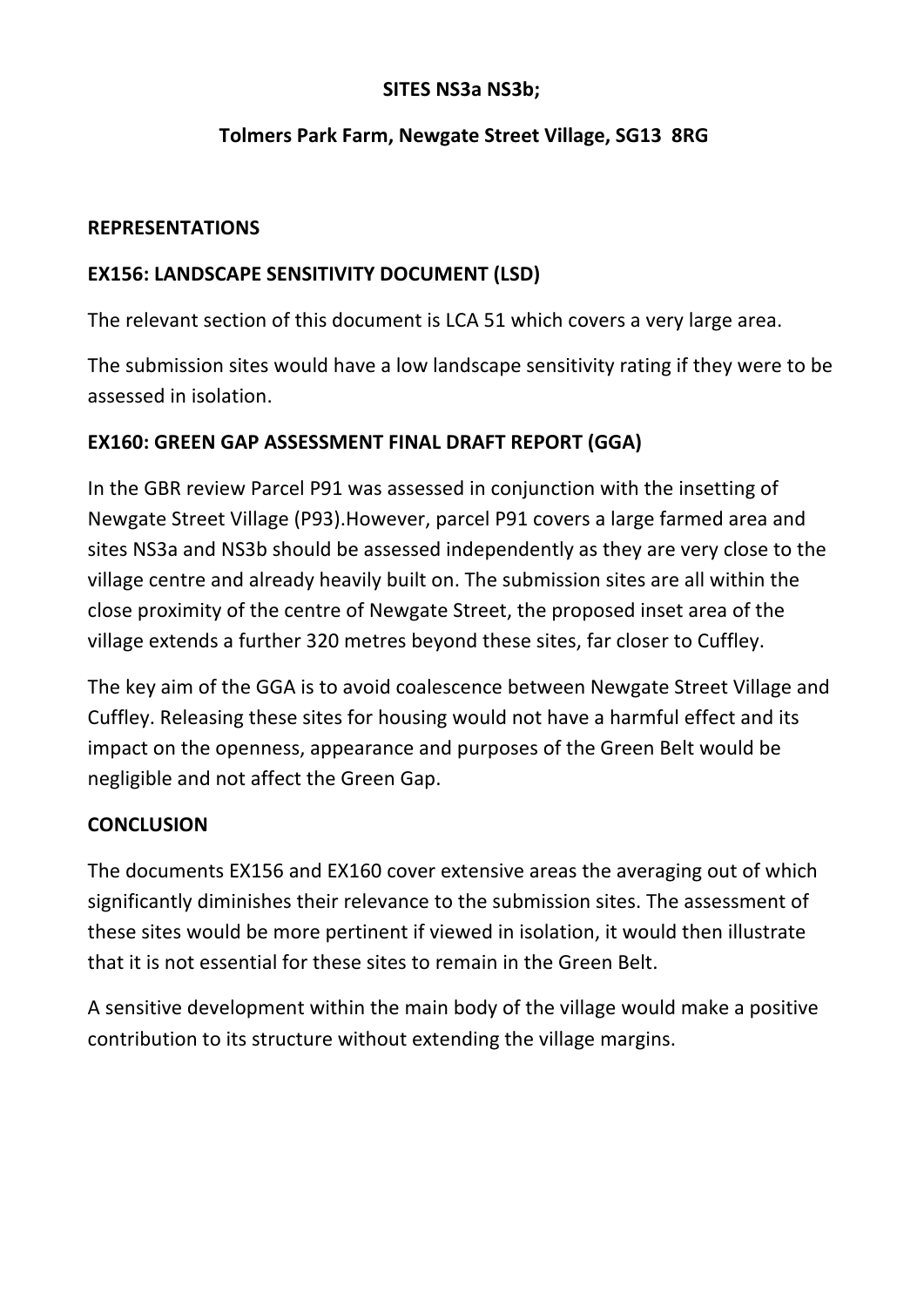**SITES NS3a NS3b;**

**Tolmers Park Farm, Newgate Street Village, SG13 8RG**

**REPRESENTATIONS**

**EX156: LANDSCAPE SENSITIVITY DOCUMENT (LSD)**

The relevant section of this document is LCA 51 which covers a very large area.

The submission sites would have a low landscape sensitivity rating if they were to be assessed in isolation.

**EX160: GREEN GAP ASSESSMENT FINAL DRAFT REPORT (GGA)**

In the GBR review Parcel P91 was assessed in conjunction with the insetting of Newgate Street Village (P93).However, parcel P91 covers a large farmed area and sites NS3a and NS3b should be assessed independently as they are very close to the village centre and already heavily built on. The submission sites are all within the close proximity of the centre of Newgate Street, the proposed inset area of the village extends a further 320 metres beyond these sites, far closer to Cuffley.

The key aim of the GGA is to avoid coalescence between Newgate Street Village and Cuffley. Releasing these sites for housing would not have a harmful effect and its impact on the openness, appearance and purposes of the Green Belt would be negligible and not affect the Green Gap.

**CONCLUSION**

The documents EX156 and EX160 cover extensive areas the averaging out of which significantly diminishes their relevance to the submission sites. The assessment of these sites would be more pertinent if viewed in isolation, it would then illustrate that it is not essential for these sites to remain in the Green Belt.

A sensitive development within the main body of the village would make a positive contribution to its structure without extending the village margins.